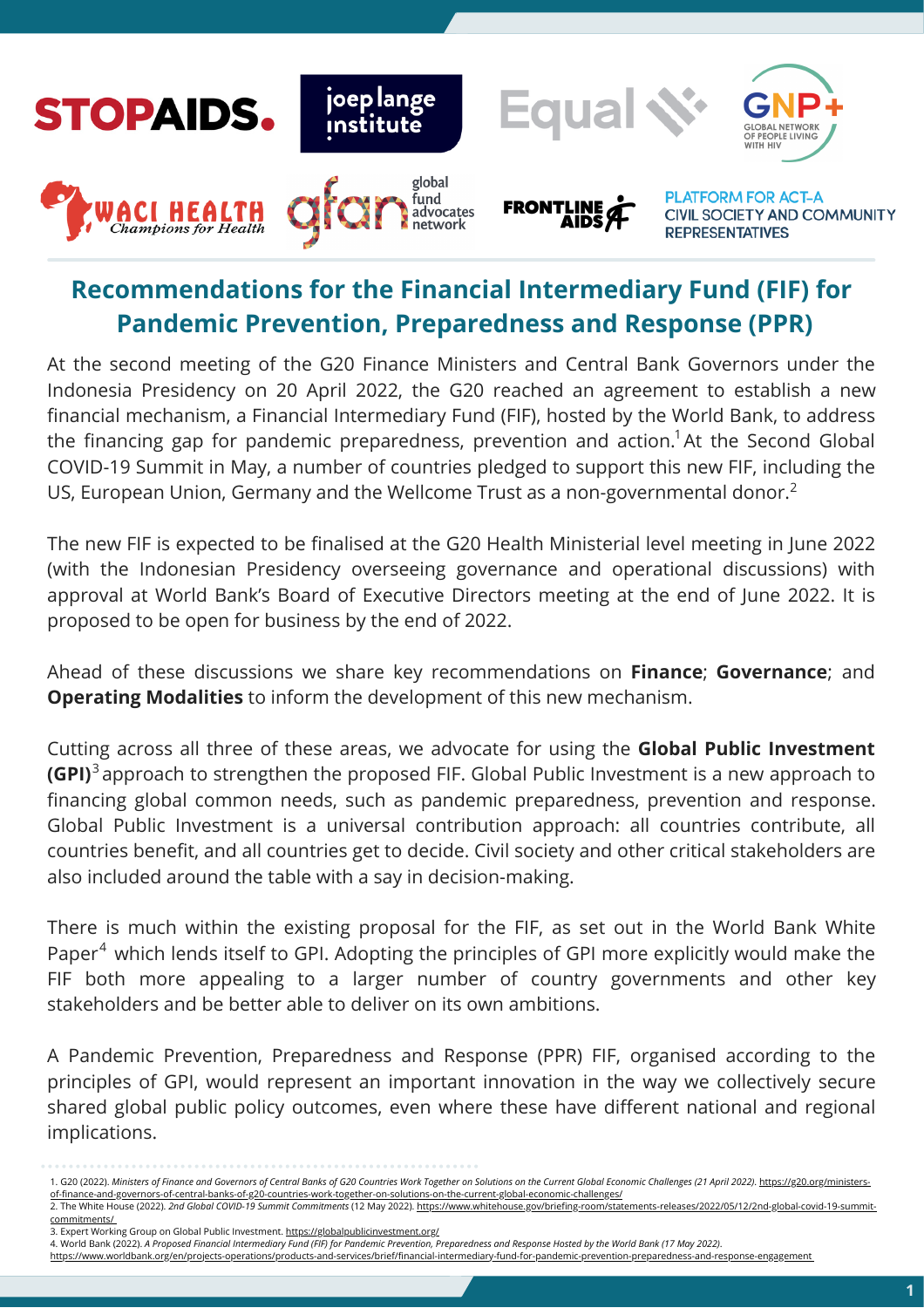# Recommendations for the Financial Intermediary Fund (FIF) for Pandemic Prevention, Preparedness and Response (PPR)

At the second meeting of the G20 Finance Ministers and Central Bank Governors under the Indonesia Presidency on 20 April 2022, the G20 reached an agreement to establish a new financial mechanism, a Financial Intermediary Fund (FIF), hosted by the World Bank, to address the financing gap for pandemic preparedness, prevention and action.[1] At the Second Global COVID-19 Summit in May, a number of countries pledged to support this new FIF, including the US, European Union, Germany and the Wellcome Trust as a non-governmental donor.[2]

The new FIF is expected to be finalised at the G20 Health Ministerial level meeting in June 2022 (with the Indonesian Presidency overseeing governance and operational discussions) with approval at World Bank's Board of Executive Directors meeting at the end of June 2022. It is proposed to be open for business by the end of 2022.

Ahead of these discussions we share key recommendations on **Finance**; **Governance**; and **Operating Modalities** to inform the development of this new mechanism.

Cutting across all three of these areas, we advocate for using the **Global Public Investment (GPI)**[3] approach to strengthen the proposed FIF. Global Public Investment is a new approach to financing global common needs, such as pandemic preparedness, prevention and response. Global Public Investment is a universal contribution approach: all countries contribute, all countries benefit, and all countries get to decide. Civil society and other critical stakeholders are also included around the table with a say in decision-making.

There is much within the existing proposal for the FIF, as set out in the World Bank White Paper[4] which lends itself to GPI. Adopting the principles of GPI more explicitly would make the FIF both more appealing to a larger number of country governments and other key stakeholders and be better able to deliver on its own ambitions.

A Pandemic Prevention, Preparedness and Response (PPR) FIF, organised according to the principles of GPI, would represent an important innovation in the way we collectively secure shared global public policy outcomes, even where these have different national and regional implications.

---

1. G20 (2022). *Ministers of Finance and Governors of Central Banks of G20 Countries Work Together on Solutions on the Current Global Economic Challenges (21 April 2022)*. https://g20.org/ministers-of-finance-and-governors-of-central-banks-of-g20-countries-work-together-on-solutions-on-the-current-global-economic-challenges/
2. The White House (2022). *2nd Global COVID-19 Summit Commitments* (12 May 2022). https://www.whitehouse.gov/briefing-room/statements-releases/2022/05/12/2nd-global-covid-19-summit-commitments/
3. Expert Working Group on Global Public Investment. https://globalpublicinvestment.org/
4. World Bank (2022). *A Proposed Financial Intermediary Fund (FIF) for Pandemic Prevention, Preparedness and Response Hosted by the World Bank (17 May 2022)*. https://www.worldbank.org/en/projects-operations/products-and-services/brief/financial-intermediary-fund-for-pandemic-prevention-preparedness-and-response-engagement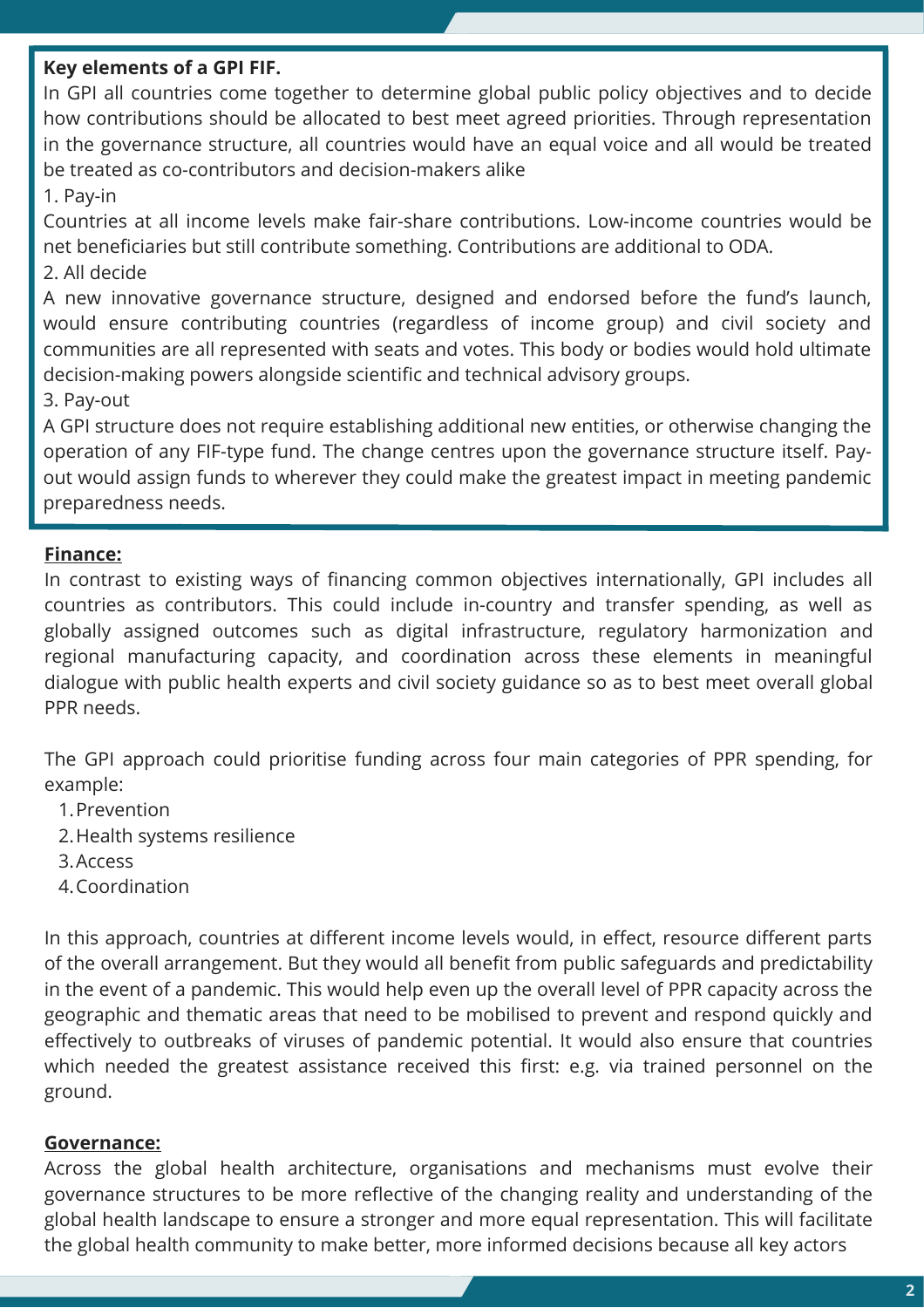**Key elements of a GPI FIF.**

In GPI all countries come together to determine global public policy objectives and to decide how contributions should be allocated to best meet agreed priorities. Through representation in the governance structure, all countries would have an equal voice and all would be treated be treated as co-contributors and decision-makers alike

1. Pay-in

Countries at all income levels make fair-share contributions. Low-income countries would be net beneficiaries but still contribute something. Contributions are additional to ODA.

2. All decide

A new innovative governance structure, designed and endorsed before the fund's launch, would ensure contributing countries (regardless of income group) and civil society and communities are all represented with seats and votes. This body or bodies would hold ultimate decision-making powers alongside scientific and technical advisory groups.

3. Pay-out

A GPI structure does not require establishing additional new entities, or otherwise changing the operation of any FIF-type fund. The change centres upon the governance structure itself. Pay-out would assign funds to wherever they could make the greatest impact in meeting pandemic preparedness needs.

**Finance:**

In contrast to existing ways of financing common objectives internationally, GPI includes all countries as contributors. This could include in-country and transfer spending, as well as globally assigned outcomes such as digital infrastructure, regulatory harmonization and regional manufacturing capacity, and coordination across these elements in meaningful dialogue with public health experts and civil society guidance so as to best meet overall global PPR needs.

The GPI approach could prioritise funding across four main categories of PPR spending, for example:

1. Prevention
2. Health systems resilience
3. Access
4. Coordination

In this approach, countries at different income levels would, in effect, resource different parts of the overall arrangement. But they would all benefit from public safeguards and predictability in the event of a pandemic. This would help even up the overall level of PPR capacity across the geographic and thematic areas that need to be mobilised to prevent and respond quickly and effectively to outbreaks of viruses of pandemic potential. It would also ensure that countries which needed the greatest assistance received this first: e.g. via trained personnel on the ground.

**Governance:**

Across the global health architecture, organisations and mechanisms must evolve their governance structures to be more reflective of the changing reality and understanding of the global health landscape to ensure a stronger and more equal representation. This will facilitate the global health community to make better, more informed decisions because all key actors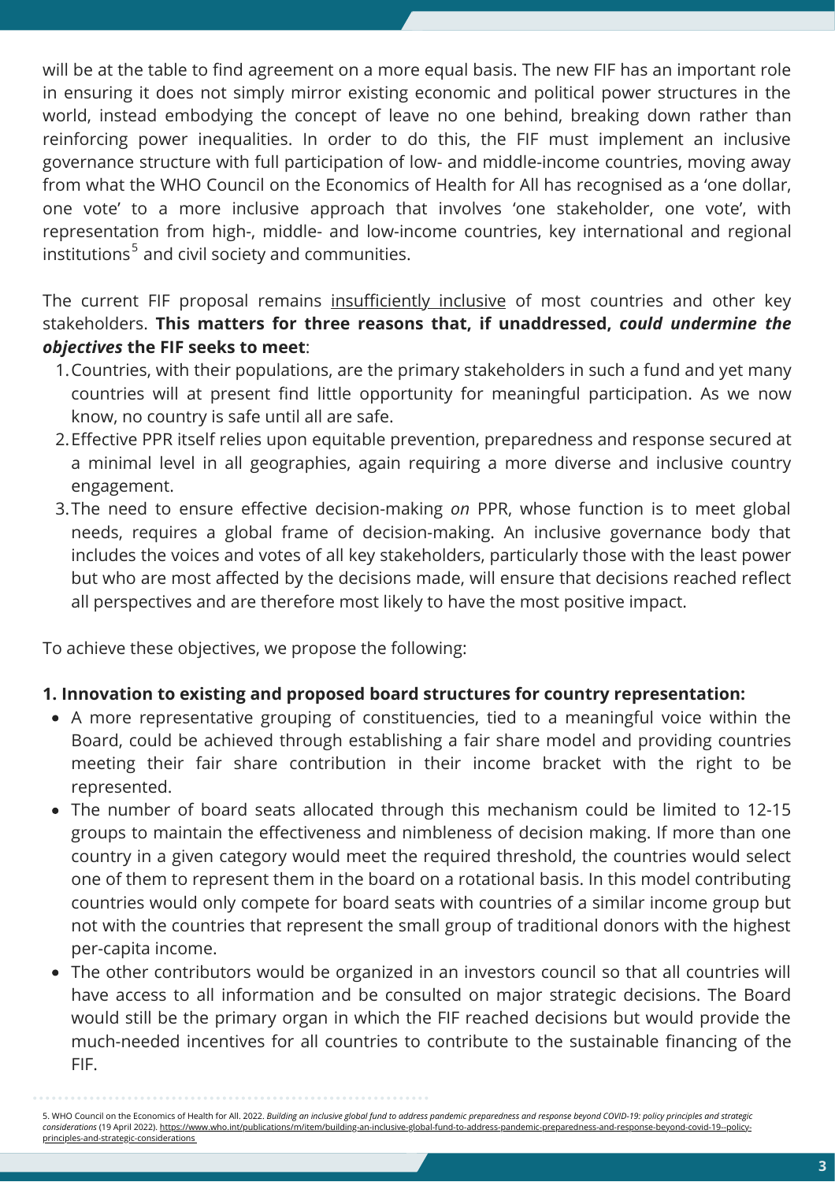will be at the table to find agreement on a more equal basis. The new FIF has an important role in ensuring it does not simply mirror existing economic and political power structures in the world, instead embodying the concept of leave no one behind, breaking down rather than reinforcing power inequalities. In order to do this, the FIF must implement an inclusive governance structure with full participation of low- and middle-income countries, moving away from what the WHO Council on the Economics of Health for All has recognised as a 'one dollar, one vote' to a more inclusive approach that involves 'one stakeholder, one vote', with representation from high-, middle- and low-income countries, key international and regional institutions[5] and civil society and communities.

The current FIF proposal remains insufficiently inclusive of most countries and other key stakeholders. **This matters for three reasons that, if unaddressed, *could undermine the objectives* the FIF seeks to meet**:

1. Countries, with their populations, are the primary stakeholders in such a fund and yet many countries will at present find little opportunity for meaningful participation. As we now know, no country is safe until all are safe.
2. Effective PPR itself relies upon equitable prevention, preparedness and response secured at a minimal level in all geographies, again requiring a more diverse and inclusive country engagement.
3. The need to ensure effective decision-making *on* PPR, whose function is to meet global needs, requires a global frame of decision-making. An inclusive governance body that includes the voices and votes of all key stakeholders, particularly those with the least power but who are most affected by the decisions made, will ensure that decisions reached reflect all perspectives and are therefore most likely to have the most positive impact.

To achieve these objectives, we propose the following:

**1. Innovation to existing and proposed board structures for country representation:**

- A more representative grouping of constituencies, tied to a meaningful voice within the Board, could be achieved through establishing a fair share model and providing countries meeting their fair share contribution in their income bracket with the right to be represented.
- The number of board seats allocated through this mechanism could be limited to 12-15 groups to maintain the effectiveness and nimbleness of decision making. If more than one country in a given category would meet the required threshold, the countries would select one of them to represent them in the board on a rotational basis. In this model contributing countries would only compete for board seats with countries of a similar income group but not with the countries that represent the small group of traditional donors with the highest per-capita income.
- The other contributors would be organized in an investors council so that all countries will have access to all information and be consulted on major strategic decisions. The Board would still be the primary organ in which the FIF reached decisions but would provide the much-needed incentives for all countries to contribute to the sustainable financing of the FIF.

5. WHO Council on the Economics of Health for All. 2022. *Building an inclusive global fund to address pandemic preparedness and response beyond COVID-19: policy principles and strategic considerations* (19 April 2022). https://www.who.int/publications/m/item/building-an-inclusive-global-fund-to-address-pandemic-preparedness-and-response-beyond-covid-19--policy-principles-and-strategic-considerations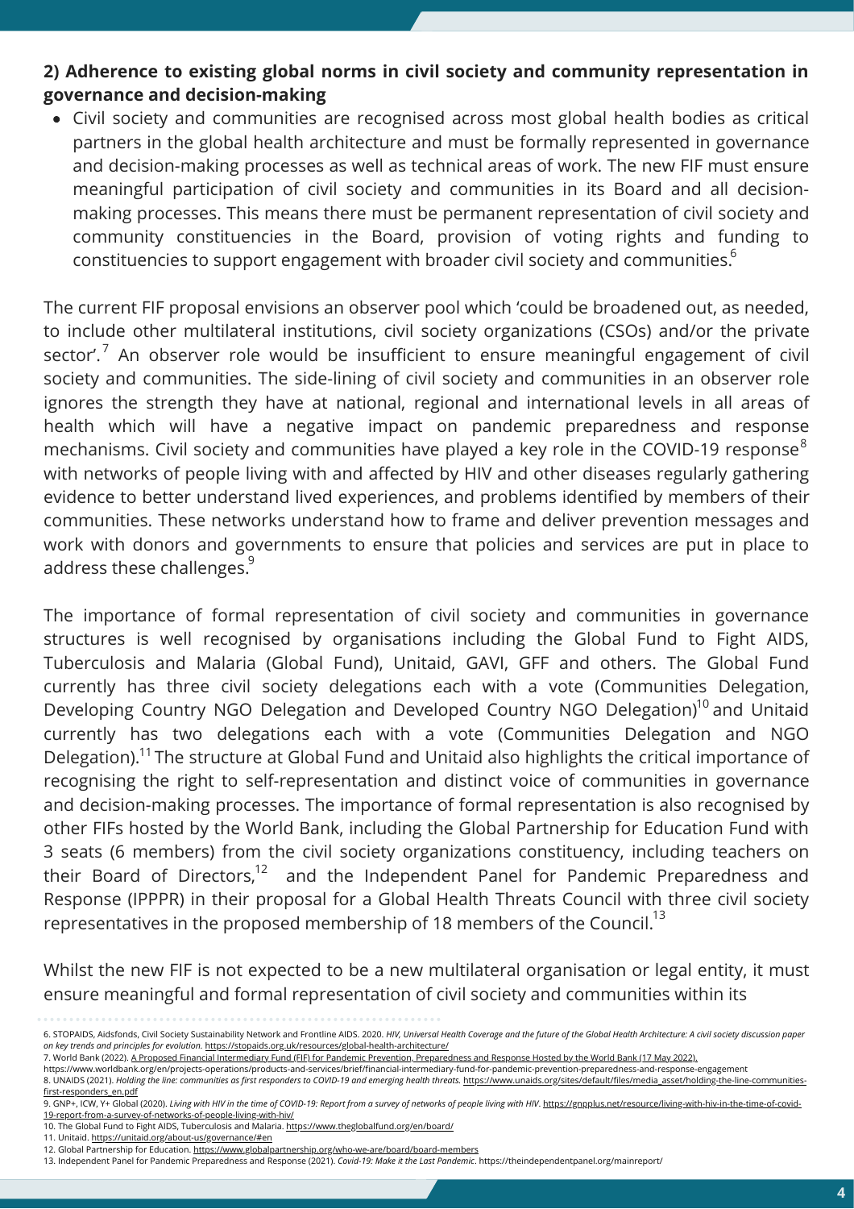### 2) Adherence to existing global norms in civil society and community representation in governance and decision-making

- Civil society and communities are recognised across most global health bodies as critical partners in the global health architecture and must be formally represented in governance and decision-making processes as well as technical areas of work. The new FIF must ensure meaningful participation of civil society and communities in its Board and all decision-making processes. This means there must be permanent representation of civil society and community constituencies in the Board, provision of voting rights and funding to constituencies to support engagement with broader civil society and communities.[6]

The current FIF proposal envisions an observer pool which 'could be broadened out, as needed, to include other multilateral institutions, civil society organizations (CSOs) and/or the private sector'.[7] An observer role would be insufficient to ensure meaningful engagement of civil society and communities. The side-lining of civil society and communities in an observer role ignores the strength they have at national, regional and international levels in all areas of health which will have a negative impact on pandemic preparedness and response mechanisms. Civil society and communities have played a key role in the COVID-19 response[8] with networks of people living with and affected by HIV and other diseases regularly gathering evidence to better understand lived experiences, and problems identified by members of their communities. These networks understand how to frame and deliver prevention messages and work with donors and governments to ensure that policies and services are put in place to address these challenges.[9]

The importance of formal representation of civil society and communities in governance structures is well recognised by organisations including the Global Fund to Fight AIDS, Tuberculosis and Malaria (Global Fund), Unitaid, GAVI, GFF and others. The Global Fund currently has three civil society delegations each with a vote (Communities Delegation, Developing Country NGO Delegation and Developed Country NGO Delegation)[10] and Unitaid currently has two delegations each with a vote (Communities Delegation and NGO Delegation).[11] The structure at Global Fund and Unitaid also highlights the critical importance of recognising the right to self-representation and distinct voice of communities in governance and decision-making processes. The importance of formal representation is also recognised by other FIFs hosted by the World Bank, including the Global Partnership for Education Fund with 3 seats (6 members) from the civil society organizations constituency, including teachers on their Board of Directors,[12] and the Independent Panel for Pandemic Preparedness and Response (IPPPR) in their proposal for a Global Health Threats Council with three civil society representatives in the proposed membership of 18 members of the Council.[13]

Whilst the new FIF is not expected to be a new multilateral organisation or legal entity, it must ensure meaningful and formal representation of civil society and communities within its

---

6. STOPAIDS, Aidsfonds, Civil Society Sustainability Network and Frontline AIDS. 2020. *HIV, Universal Health Coverage and the future of the Global Health Architecture: A civil society discussion paper on key trends and principles for evolution.* https://stopaids.org.uk/resources/global-health-architecture/
7. World Bank (2022). A Proposed Financial Intermediary Fund (FIF) for Pandemic Prevention, Preparedness and Response Hosted by the World Bank (17 May 2022). https://www.worldbank.org/en/projects-operations/products-and-services/brief/financial-intermediary-fund-for-pandemic-prevention-preparedness-and-response-engagement
8. UNAIDS (2021). *Holding the line: communities as first responders to COVID-19 and emerging health threats.* https://www.unaids.org/sites/default/files/media_asset/holding-the-line-communities-first-responders_en.pdf
9. GNP+, ICW, Y+ Global (2020). *Living with HIV in the time of COVID-19: Report from a survey of networks of people living with HIV*. https://gnpplus.net/resource/living-with-hiv-in-the-time-of-covid-19-report-from-a-survey-of-networks-of-people-living-with-hiv/
10. The Global Fund to Fight AIDS, Tuberculosis and Malaria. https://www.theglobalfund.org/en/board/
11. Unitaid. https://unitaid.org/about-us/governance/#en
12. Global Partnership for Education. https://www.globalpartnership.org/who-we-are/board/board-members
13. Independent Panel for Pandemic Preparedness and Response (2021). *Covid-19: Make it the Last Pandemic*. https://theindependentpanel.org/mainreport/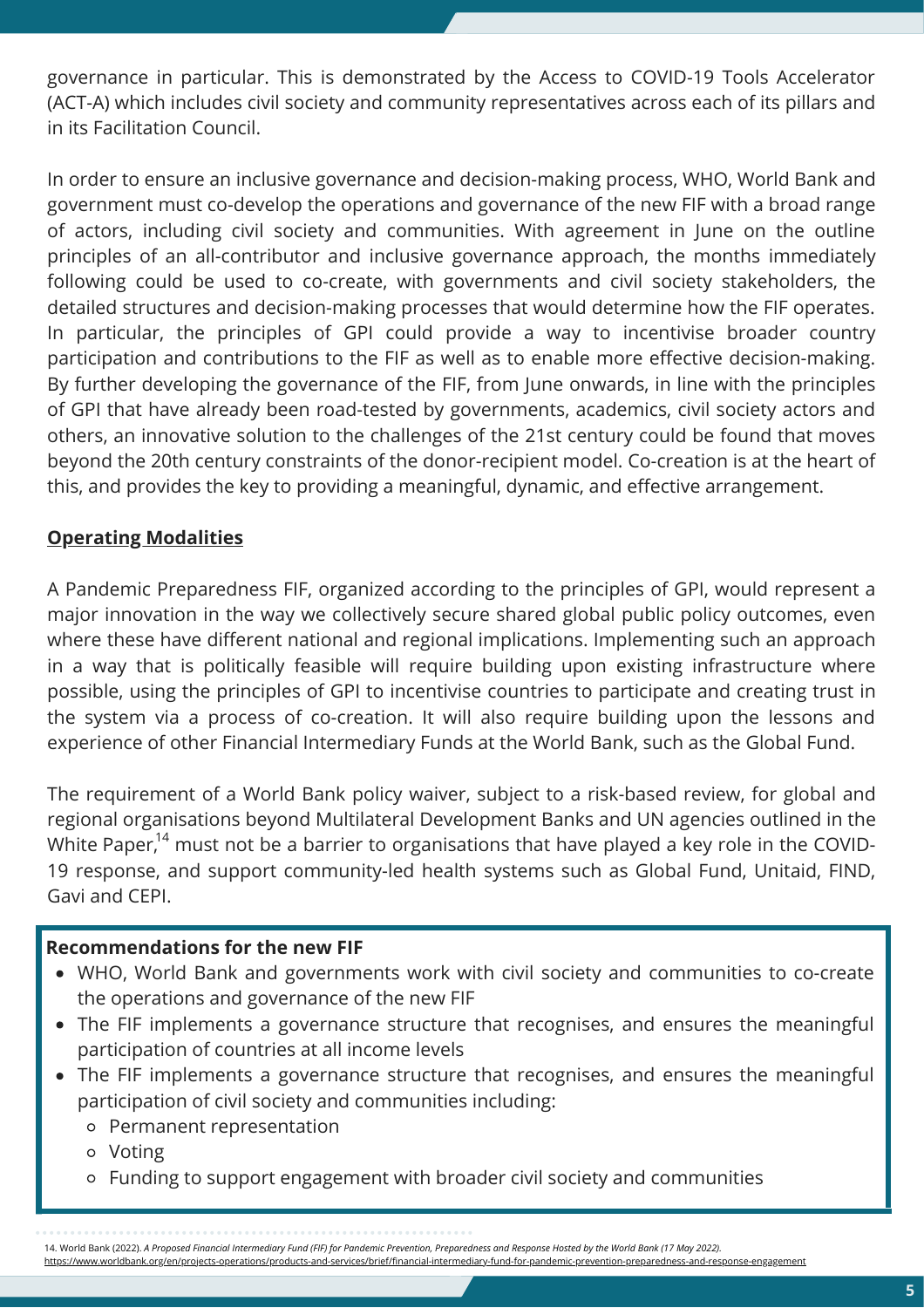governance in particular. This is demonstrated by the Access to COVID-19 Tools Accelerator (ACT-A) which includes civil society and community representatives across each of its pillars and in its Facilitation Council.

In order to ensure an inclusive governance and decision-making process, WHO, World Bank and government must co-develop the operations and governance of the new FIF with a broad range of actors, including civil society and communities. With agreement in June on the outline principles of an all-contributor and inclusive governance approach, the months immediately following could be used to co-create, with governments and civil society stakeholders, the detailed structures and decision-making processes that would determine how the FIF operates. In particular, the principles of GPI could provide a way to incentivise broader country participation and contributions to the FIF as well as to enable more effective decision-making. By further developing the governance of the FIF, from June onwards, in line with the principles of GPI that have already been road-tested by governments, academics, civil society actors and others, an innovative solution to the challenges of the 21st century could be found that moves beyond the 20th century constraints of the donor-recipient model. Co-creation is at the heart of this, and provides the key to providing a meaningful, dynamic, and effective arrangement.

## Operating Modalities

A Pandemic Preparedness FIF, organized according to the principles of GPI, would represent a major innovation in the way we collectively secure shared global public policy outcomes, even where these have different national and regional implications. Implementing such an approach in a way that is politically feasible will require building upon existing infrastructure where possible, using the principles of GPI to incentivise countries to participate and creating trust in the system via a process of co-creation. It will also require building upon the lessons and experience of other Financial Intermediary Funds at the World Bank, such as the Global Fund.

The requirement of a World Bank policy waiver, subject to a risk-based review, for global and regional organisations beyond Multilateral Development Banks and UN agencies outlined in the White Paper,[14] must not be a barrier to organisations that have played a key role in the COVID-19 response, and support community-led health systems such as Global Fund, Unitaid, FIND, Gavi and CEPI.

**Recommendations for the new FIF**

- WHO, World Bank and governments work with civil society and communities to co-create the operations and governance of the new FIF
- The FIF implements a governance structure that recognises, and ensures the meaningful participation of countries at all income levels
- The FIF implements a governance structure that recognises, and ensures the meaningful participation of civil society and communities including:
  - Permanent representation
  - Voting
  - Funding to support engagement with broader civil society and communities

14. World Bank (2022). *A Proposed Financial Intermediary Fund (FIF) for Pandemic Prevention, Preparedness and Response Hosted by the World Bank (17 May 2022).* https://www.worldbank.org/en/projects-operations/products-and-services/brief/financial-intermediary-fund-for-pandemic-prevention-preparedness-and-response-engagement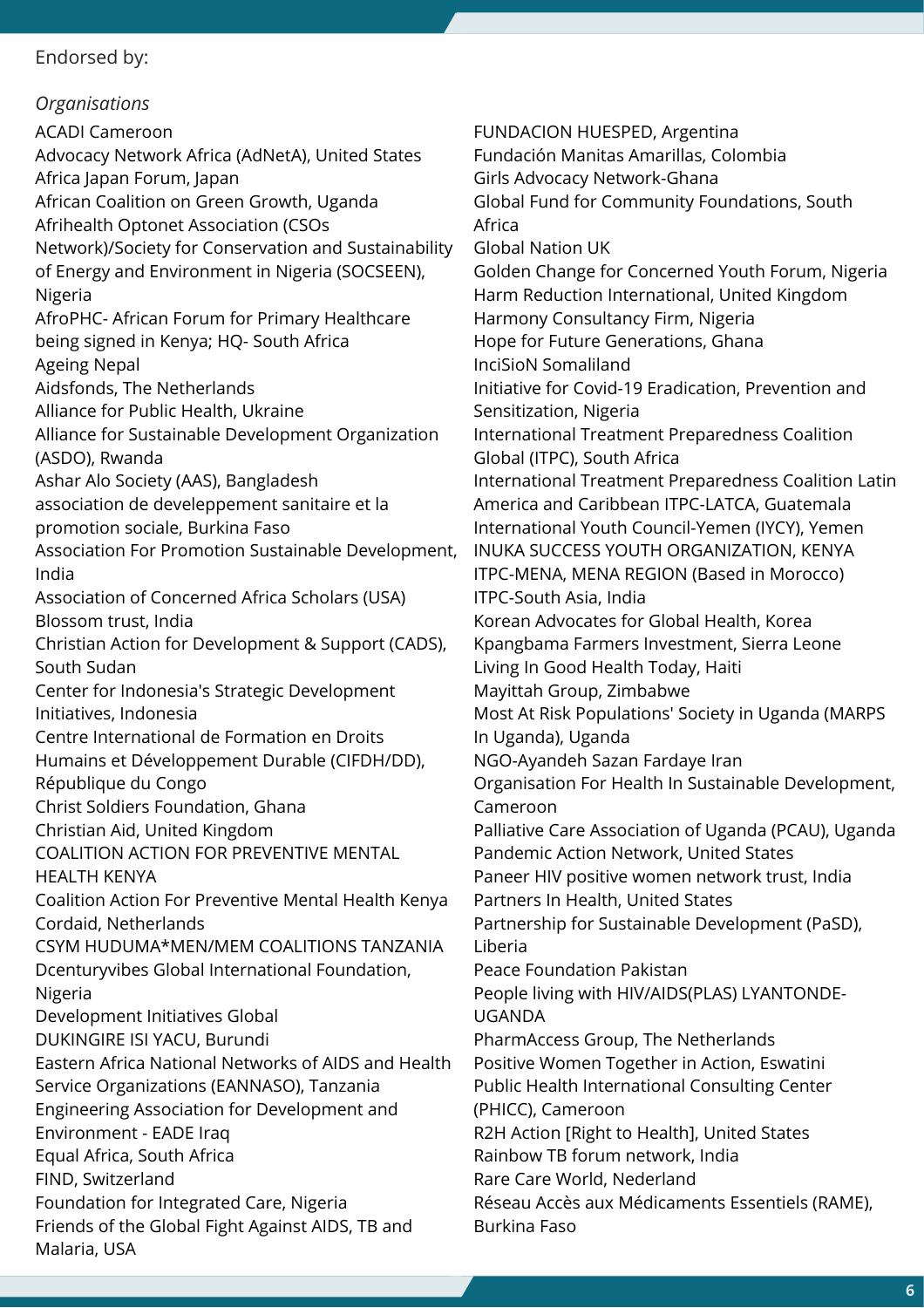Endorsed by:

*Organisations*

ACADI Cameroon
Advocacy Network Africa (AdNetA), United States
Africa Japan Forum, Japan
African Coalition on Green Growth, Uganda
Afrihealth Optonet Association (CSOs Network)/Society for Conservation and Sustainability of Energy and Environment in Nigeria (SOCSEEN), Nigeria
AfroPHC- African Forum for Primary Healthcare being signed in Kenya; HQ- South Africa
Ageing Nepal
Aidsfonds, The Netherlands
Alliance for Public Health, Ukraine
Alliance for Sustainable Development Organization (ASDO), Rwanda
Ashar Alo Society (AAS), Bangladesh
association de develeppement sanitaire et la promotion sociale, Burkina Faso
Association For Promotion Sustainable Development, India
Association of Concerned Africa Scholars (USA)
Blossom trust, India
Christian Action for Development & Support (CADS), South Sudan
Center for Indonesia's Strategic Development Initiatives, Indonesia
Centre International de Formation en Droits Humains et Développement Durable (CIFDH/DD), République du Congo
Christ Soldiers Foundation, Ghana
Christian Aid, United Kingdom
COALITION ACTION FOR PREVENTIVE MENTAL HEALTH KENYA
Coalition Action For Preventive Mental Health Kenya
Cordaid, Netherlands
CSYM HUDUMA*MEN/MEM COALITIONS TANZANIA
Dcenturyvibes Global International Foundation, Nigeria
Development Initiatives Global
DUKINGIRE ISI YACU, Burundi
Eastern Africa National Networks of AIDS and Health Service Organizations (EANNASO), Tanzania
Engineering Association for Development and Environment - EADE Iraq
Equal Africa, South Africa
FIND, Switzerland
Foundation for Integrated Care, Nigeria
Friends of the Global Fight Against AIDS, TB and Malaria, USA
FUNDACION HUESPED, Argentina
Fundación Manitas Amarillas, Colombia
Girls Advocacy Network-Ghana
Global Fund for Community Foundations, South Africa
Global Nation UK
Golden Change for Concerned Youth Forum, Nigeria
Harm Reduction International, United Kingdom
Harmony Consultancy Firm, Nigeria
Hope for Future Generations, Ghana
InciSioN Somaliland
Initiative for Covid-19 Eradication, Prevention and Sensitization, Nigeria
International Treatment Preparedness Coalition Global (ITPC), South Africa
International Treatment Preparedness Coalition Latin America and Caribbean ITPC-LATCA, Guatemala
International Youth Council-Yemen (IYCY), Yemen
INUKA SUCCESS YOUTH ORGANIZATION, KENYA
ITPC-MENA, MENA REGION (Based in Morocco)
ITPC-South Asia, India
Korean Advocates for Global Health, Korea
Kpangbama Farmers Investment, Sierra Leone
Living In Good Health Today, Haiti
Mayittah Group, Zimbabwe
Most At Risk Populations' Society in Uganda (MARPS In Uganda), Uganda
NGO-Ayandeh Sazan Fardaye Iran
Organisation For Health In Sustainable Development, Cameroon
Palliative Care Association of Uganda (PCAU), Uganda
Pandemic Action Network, United States
Paneer HIV positive women network trust, India
Partners In Health, United States
Partnership for Sustainable Development (PaSD), Liberia
Peace Foundation Pakistan
People living with HIV/AIDS(PLAS) LYANTONDE-UGANDA
PharmAccess Group, The Netherlands
Positive Women Together in Action, Eswatini
Public Health International Consulting Center (PHICC), Cameroon
R2H Action [Right to Health], United States
Rainbow TB forum network, India
Rare Care World, Nederland
Réseau Accès aux Médicaments Essentiels (RAME), Burkina Faso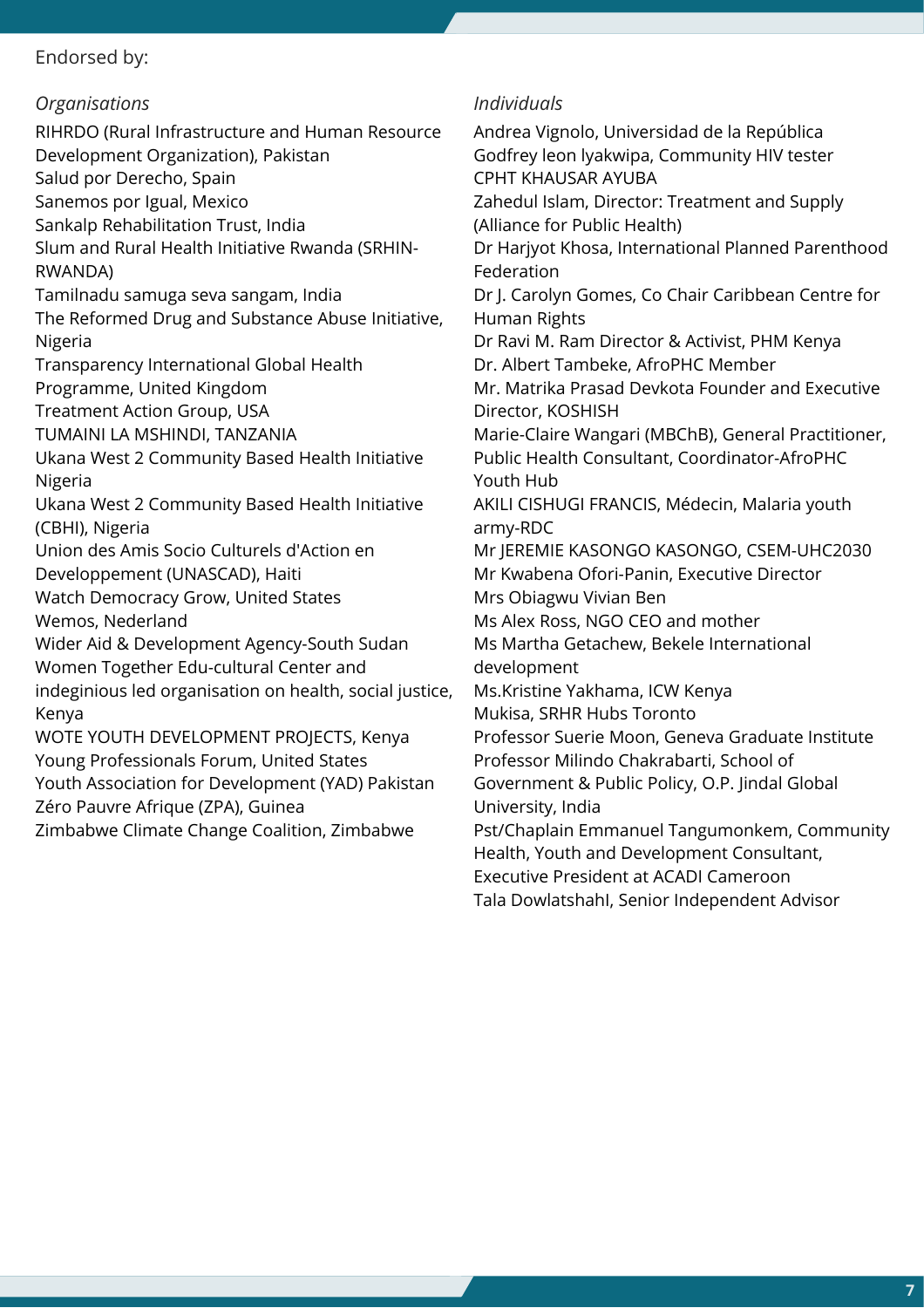Endorsed by:

*Organisations*

RIHRDO (Rural Infrastructure and Human Resource Development Organization), Pakistan
Salud por Derecho, Spain
Sanemos por Igual, Mexico
Sankalp Rehabilitation Trust, India
Slum and Rural Health Initiative Rwanda (SRHIN-RWANDA)
Tamilnadu samuga seva sangam, India
The Reformed Drug and Substance Abuse Initiative, Nigeria
Transparency International Global Health Programme, United Kingdom
Treatment Action Group, USA
TUMAINI LA MSHINDI, TANZANIA
Ukana West 2 Community Based Health Initiative Nigeria
Ukana West 2 Community Based Health Initiative (CBHI), Nigeria
Union des Amis Socio Culturels d'Action en Developpement (UNASCAD), Haiti
Watch Democracy Grow, United States
Wemos, Nederland
Wider Aid & Development Agency-South Sudan
Women Together Edu-cultural Center and indeginious led organisation on health, social justice, Kenya
WOTE YOUTH DEVELOPMENT PROJECTS, Kenya
Young Professionals Forum, United States
Youth Association for Development (YAD) Pakistan
Zéro Pauvre Afrique (ZPA), Guinea
Zimbabwe Climate Change Coalition, Zimbabwe

*Individuals*

Andrea Vignolo, Universidad de la República
Godfrey leon lyakwipa, Community HIV tester
CPHT KHAUSAR AYUBA
Zahedul Islam, Director: Treatment and Supply (Alliance for Public Health)
Dr Harjyot Khosa, International Planned Parenthood Federation
Dr J. Carolyn Gomes, Co Chair Caribbean Centre for Human Rights
Dr Ravi M. Ram Director & Activist, PHM Kenya
Dr. Albert Tambeke, AfroPHC Member
Mr. Matrika Prasad Devkota Founder and Executive Director, KOSHISH
Marie-Claire Wangari (MBChB), General Practitioner, Public Health Consultant, Coordinator-AfroPHC Youth Hub
AKILI CISHUGI FRANCIS, Médecin, Malaria youth army-RDC
Mr JEREMIE KASONGO KASONGO, CSEM-UHC2030
Mr Kwabena Ofori-Panin, Executive Director
Mrs Obiagwu Vivian Ben
Ms Alex Ross, NGO CEO and mother
Ms Martha Getachew, Bekele International development
Ms.Kristine Yakhama, ICW Kenya
Mukisa, SRHR Hubs Toronto
Professor Suerie Moon, Geneva Graduate Institute
Professor Milindo Chakrabarti, School of Government & Public Policy, O.P. Jindal Global University, India
Pst/Chaplain Emmanuel Tangumonkem, Community Health, Youth and Development Consultant, Executive President at ACADI Cameroon
Tala Dowlatshahl, Senior Independent Advisor